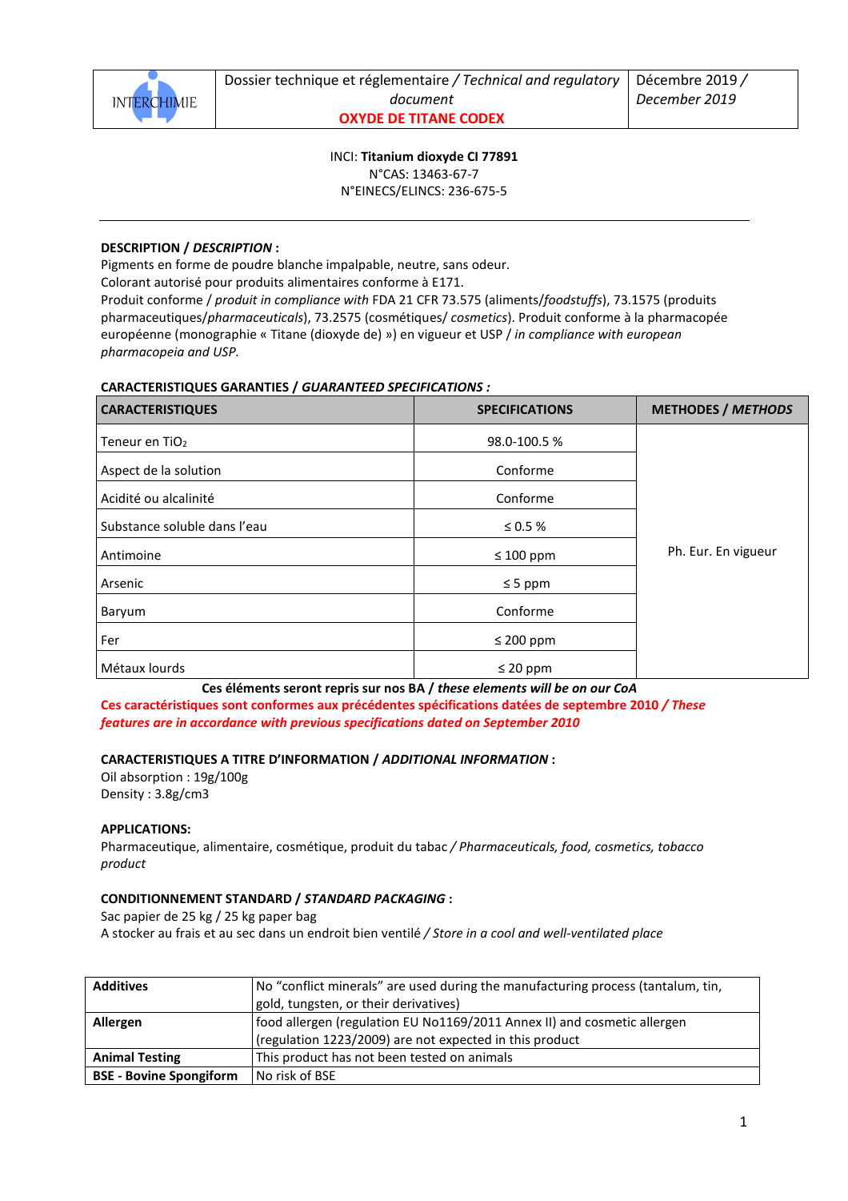| INTERCHIMIE | Dossier technique et réglementaire / *Technical and regulatory document* **OXYDE DE TITANE CODEX** | Décembre 2019 / *December 2019* |
|---|---|---|

INCI: **Titanium dioxyde CI 77891**
N°CAS: 13463-67-7
N°EINECS/ELINCS: 236-675-5

---

**DESCRIPTION / *DESCRIPTION* :**

Pigments en forme de poudre blanche impalpable, neutre, sans odeur.
Colorant autorisé pour produits alimentaires conforme à E171.
Produit conforme / *produit in compliance with* FDA 21 CFR 73.575 (aliments/*foodstuffs*), 73.1575 (produits pharmaceutiques/*pharmaceuticals*), 73.2575 (cosmétiques/ *cosmetics*). Produit conforme à la pharmacopée européenne (monographie « Titane (dioxyde de) ») en vigueur et USP / *in compliance with european pharmacopeia and USP.*

**CARACTERISTIQUES GARANTIES / *GUARANTEED SPECIFICATIONS* :**

| CARACTERISTIQUES | SPECIFICATIONS | METHODES / *METHODS* |
|---|---|---|
| Teneur en $TiO_2$ | 98.0-100.5 % | Ph. Eur. En vigueur |
| Aspect de la solution | Conforme | |
| Acidité ou alcalinité | Conforme | |
| Substance soluble dans l'eau | ≤ 0.5 % | |
| Antimoine | ≤ 100 ppm | |
| Arsenic | ≤ 5 ppm | |
| Baryum | Conforme | |
| Fer | ≤ 200 ppm | |
| Métaux lourds | ≤ 20 ppm | |

**Ces éléments seront repris sur nos BA / *these elements will be on our CoA***

**Ces caractéristiques sont conformes aux précédentes spécifications datées de septembre 2010 / *These features are in accordance with previous specifications dated on September 2010***

**CARACTERISTIQUES A TITRE D'INFORMATION / *ADDITIONAL INFORMATION* :**

Oil absorption : 19g/100g
Density : 3.8g/cm3

**APPLICATIONS:**

Pharmaceutique, alimentaire, cosmétique, produit du tabac / *Pharmaceuticals, food, cosmetics, tobacco product*

**CONDITIONNEMENT STANDARD / *STANDARD PACKAGING* :**

Sac papier de 25 kg / 25 kg paper bag
A stocker au frais et au sec dans un endroit bien ventilé / *Store in a cool and well-ventilated place*

| | |
|---|---|
| **Additives** | No "conflict minerals" are used during the manufacturing process (tantalum, tin, gold, tungsten, or their derivatives) |
| **Allergen** | food allergen (regulation EU No1169/2011 Annex II) and cosmetic allergen (regulation 1223/2009) are not expected in this product |
| **Animal Testing** | This product has not been tested on animals |
| **BSE - Bovine Spongiform** | No risk of BSE |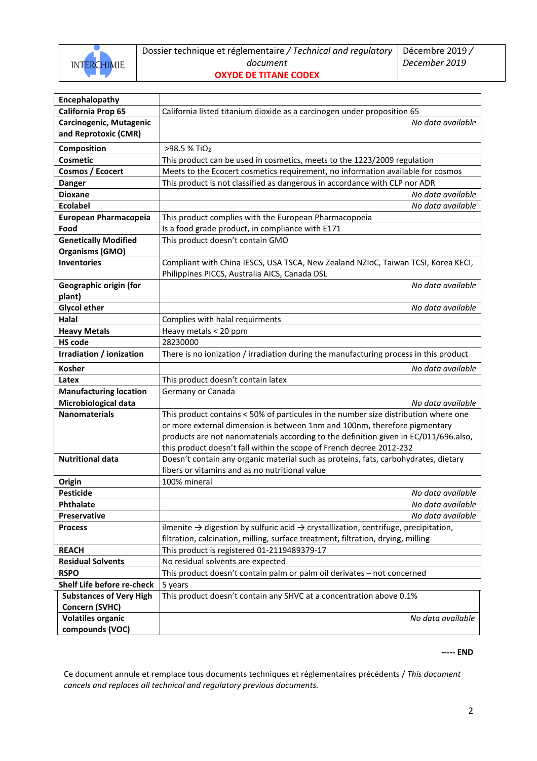| | |
|---|---|
| **Encephalopathy** | |
| **California Prop 65** | California listed titanium dioxide as a carcinogen under proposition 65 |
| **Carcinogenic, Mutagenic and Reprotoxic (CMR)** | *No data available* |
| **Composition** | >98.5 % $TiO_2$ |
| **Cosmetic** | This product can be used in cosmetics, meets to the 1223/2009 regulation |
| **Cosmos / Ecocert** | Meets to the Ecocert cosmetics requirement, no information available for cosmos |
| **Danger** | This product is not classified as dangerous in accordance with CLP nor ADR |
| **Dioxane** | *No data available* |
| **Ecolabel** | *No data available* |
| **European Pharmacopeia** | This product complies with the European Pharmacopoeia |
| **Food** | Is a food grade product, in compliance with E171 |
| **Genetically Modified Organisms (GMO)** | This product doesn't contain GMO |
| **Inventories** | Compliant with China IESCS, USA TSCA, New Zealand NZIoC, Taiwan TCSI, Korea KECI, Philippines PICCS, Australia AICS, Canada DSL |
| **Geographic origin (for plant)** | *No data available* |
| **Glycol ether** | *No data available* |
| **Halal** | Complies with halal requirments |
| **Heavy Metals** | Heavy metals < 20 ppm |
| **HS code** | 28230000 |
| **Irradiation / ionization** | There is no ionization / irradiation during the manufacturing process in this product |
| **Kosher** | *No data available* |
| **Latex** | This product doesn't contain latex |
| **Manufacturing location** | Germany or Canada |
| **Microbiological data** | *No data available* |
| **Nanomaterials** | This product contains < 50% of particules in the number size distribution where one or more external dimension is between 1nm and 100nm, therefore pigmentary products are not nanomaterials according to the definition given in EC/011/696.also, this product doesn't fall within the scope of French decree 2012-232 |
| **Nutritional data** | Doesn't contain any organic material such as proteins, fats, carbohydrates, dietary fibers or vitamins and as no nutritional value |
| **Origin** | 100% mineral |
| **Pesticide** | *No data available* |
| **Phthalate** | *No data available* |
| **Preservative** | *No data available* |
| **Process** | ilmenite → digestion by sulfuric acid → crystallization, centrifuge, precipitation, filtration, calcination, milling, surface treatment, filtration, drying, milling |
| **REACH** | This product is registered 01-2119489379-17 |
| **Residual Solvents** | No residual solvents are expected |
| **RSPO** | This product doesn't contain palm or palm oil derivates – not concerned |
| **Shelf Life before re-check** | 5 years |
| **Substances of Very High Concern (SVHC)** | This product doesn't contain any SHVC at a concentration above 0.1% |
| **Volatiles organic compounds (VOC)** | *No data available* |

**----- END**

Ce document annule et remplace tous documents techniques et réglementaires précédents / *This document cancels and replaces all technical and regulatory previous documents.*